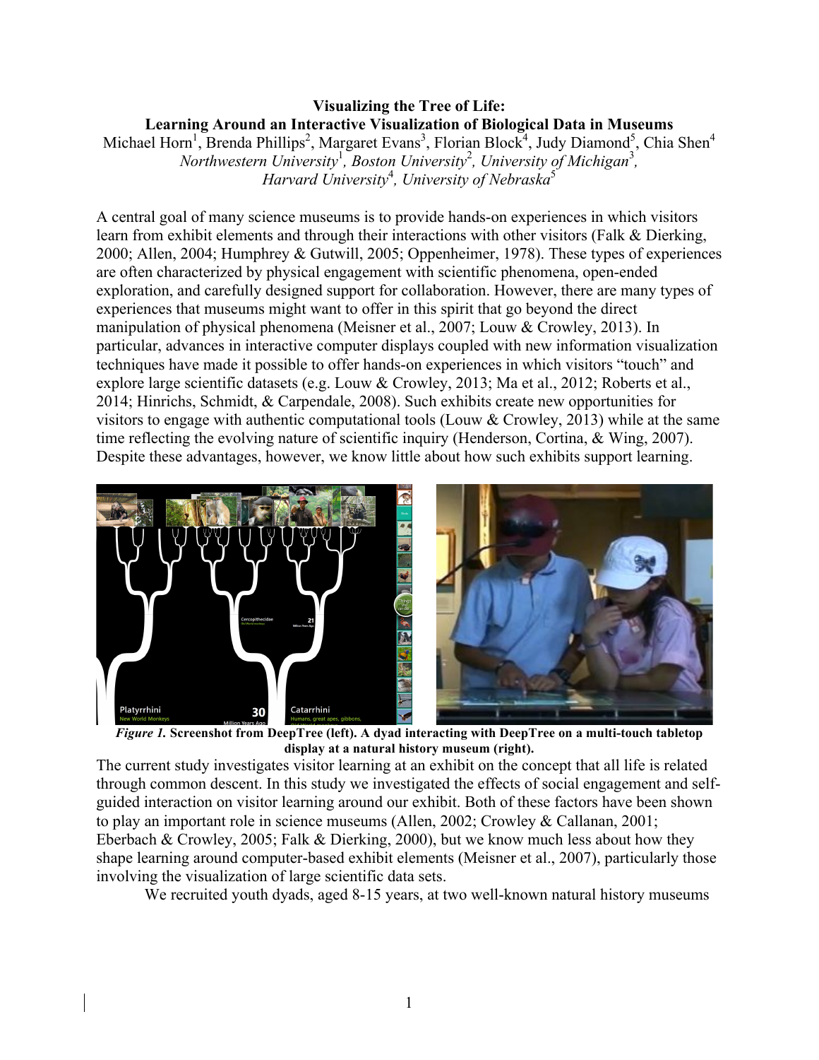# Visualizing the Tree of Life: Learning Around an Interactive Visualization of Biological Data in Museums

Michael Horn[1], Brenda Phillips[2], Margaret Evans[3], Florian Block[4], Judy Diamond[5], Chia Shen[4]

*Northwestern University*[1]*, Boston University*[2]*, University of Michigan*[3]*, Harvard University*[4]*, University of Nebraska*[5]

A central goal of many science museums is to provide hands-on experiences in which visitors learn from exhibit elements and through their interactions with other visitors (Falk & Dierking, 2000; Allen, 2004; Humphrey & Gutwill, 2005; Oppenheimer, 1978). These types of experiences are often characterized by physical engagement with scientific phenomena, open-ended exploration, and carefully designed support for collaboration. However, there are many types of experiences that museums might want to offer in this spirit that go beyond the direct manipulation of physical phenomena (Meisner et al., 2007; Louw & Crowley, 2013). In particular, advances in interactive computer displays coupled with new information visualization techniques have made it possible to offer hands-on experiences in which visitors "touch" and explore large scientific datasets (e.g. Louw & Crowley, 2013; Ma et al., 2012; Roberts et al., 2014; Hinrichs, Schmidt, & Carpendale, 2008). Such exhibits create new opportunities for visitors to engage with authentic computational tools (Louw & Crowley, 2013) while at the same time reflecting the evolving nature of scientific inquiry (Henderson, Cortina, & Wing, 2007). Despite these advantages, however, we know little about how such exhibits support learning.

***Figure 1.*** **Screenshot from DeepTree (left). A dyad interacting with DeepTree on a multi-touch tabletop display at a natural history museum (right).**

The current study investigates visitor learning at an exhibit on the concept that all life is related through common descent. In this study we investigated the effects of social engagement and self-guided interaction on visitor learning around our exhibit. Both of these factors have been shown to play an important role in science museums (Allen, 2002; Crowley & Callanan, 2001; Eberbach & Crowley, 2005; Falk & Dierking, 2000), but we know much less about how they shape learning around computer-based exhibit elements (Meisner et al., 2007), particularly those involving the visualization of large scientific data sets.

We recruited youth dyads, aged 8-15 years, at two well-known natural history museums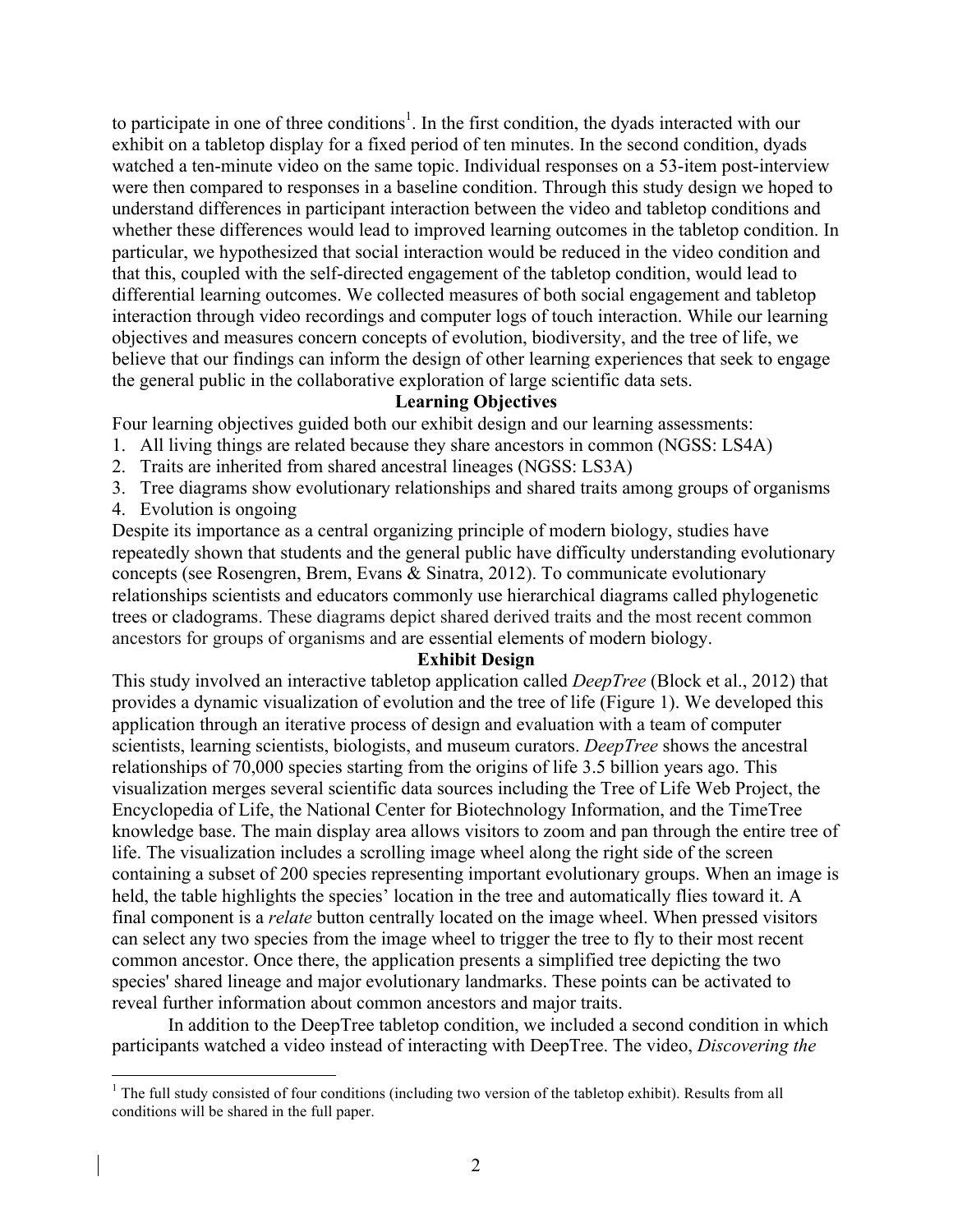to participate in one of three conditions[1]. In the first condition, the dyads interacted with our exhibit on a tabletop display for a fixed period of ten minutes. In the second condition, dyads watched a ten-minute video on the same topic. Individual responses on a 53-item post-interview were then compared to responses in a baseline condition. Through this study design we hoped to understand differences in participant interaction between the video and tabletop conditions and whether these differences would lead to improved learning outcomes in the tabletop condition. In particular, we hypothesized that social interaction would be reduced in the video condition and that this, coupled with the self-directed engagement of the tabletop condition, would lead to differential learning outcomes. We collected measures of both social engagement and tabletop interaction through video recordings and computer logs of touch interaction. While our learning objectives and measures concern concepts of evolution, biodiversity, and the tree of life, we believe that our findings can inform the design of other learning experiences that seek to engage the general public in the collaborative exploration of large scientific data sets.

## Learning Objectives

Four learning objectives guided both our exhibit design and our learning assessments:

1. All living things are related because they share ancestors in common (NGSS: LS4A)
2. Traits are inherited from shared ancestral lineages (NGSS: LS3A)
3. Tree diagrams show evolutionary relationships and shared traits among groups of organisms
4. Evolution is ongoing

Despite its importance as a central organizing principle of modern biology, studies have repeatedly shown that students and the general public have difficulty understanding evolutionary concepts (see Rosengren, Brem, Evans & Sinatra, 2012). To communicate evolutionary relationships scientists and educators commonly use hierarchical diagrams called phylogenetic trees or cladograms. These diagrams depict shared derived traits and the most recent common ancestors for groups of organisms and are essential elements of modern biology.

## Exhibit Design

This study involved an interactive tabletop application called *DeepTree* (Block et al., 2012) that provides a dynamic visualization of evolution and the tree of life (Figure 1). We developed this application through an iterative process of design and evaluation with a team of computer scientists, learning scientists, biologists, and museum curators. *DeepTree* shows the ancestral relationships of 70,000 species starting from the origins of life 3.5 billion years ago. This visualization merges several scientific data sources including the Tree of Life Web Project, the Encyclopedia of Life, the National Center for Biotechnology Information, and the TimeTree knowledge base. The main display area allows visitors to zoom and pan through the entire tree of life. The visualization includes a scrolling image wheel along the right side of the screen containing a subset of 200 species representing important evolutionary groups. When an image is held, the table highlights the species' location in the tree and automatically flies toward it. A final component is a *relate* button centrally located on the image wheel. When pressed visitors can select any two species from the image wheel to trigger the tree to fly to their most recent common ancestor. Once there, the application presents a simplified tree depicting the two species' shared lineage and major evolutionary landmarks. These points can be activated to reveal further information about common ancestors and major traits.

In addition to the DeepTree tabletop condition, we included a second condition in which participants watched a video instead of interacting with DeepTree. The video, *Discovering the*

[1] The full study consisted of four conditions (including two version of the tabletop exhibit). Results from all conditions will be shared in the full paper.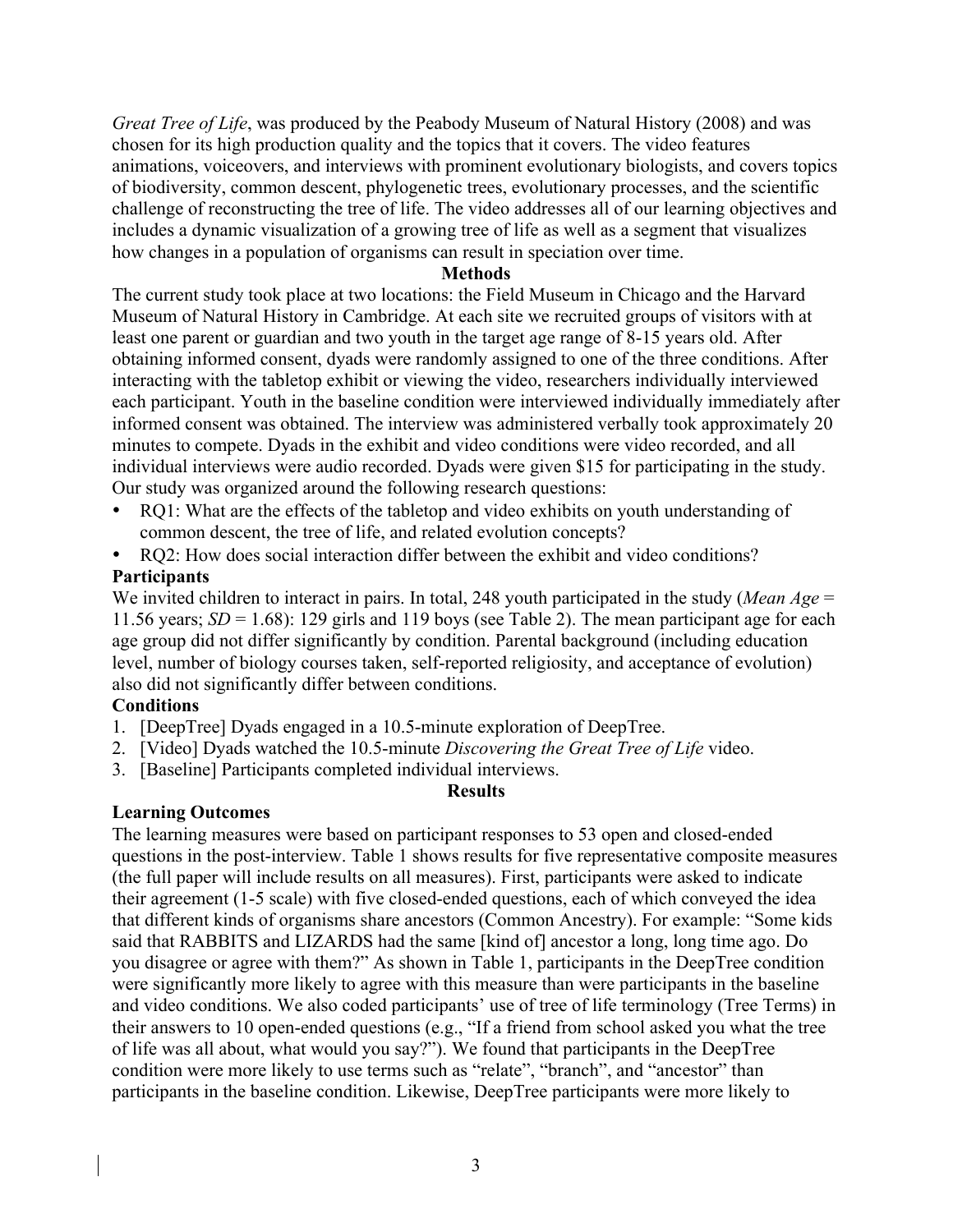*Great Tree of Life*, was produced by the Peabody Museum of Natural History (2008) and was chosen for its high production quality and the topics that it covers. The video features animations, voiceovers, and interviews with prominent evolutionary biologists, and covers topics of biodiversity, common descent, phylogenetic trees, evolutionary processes, and the scientific challenge of reconstructing the tree of life. The video addresses all of our learning objectives and includes a dynamic visualization of a growing tree of life as well as a segment that visualizes how changes in a population of organisms can result in speciation over time.

## Methods

The current study took place at two locations: the Field Museum in Chicago and the Harvard Museum of Natural History in Cambridge. At each site we recruited groups of visitors with at least one parent or guardian and two youth in the target age range of 8-15 years old. After obtaining informed consent, dyads were randomly assigned to one of the three conditions. After interacting with the tabletop exhibit or viewing the video, researchers individually interviewed each participant. Youth in the baseline condition were interviewed individually immediately after informed consent was obtained. The interview was administered verbally took approximately 20 minutes to compete. Dyads in the exhibit and video conditions were video recorded, and all individual interviews were audio recorded. Dyads were given $15 for participating in the study. Our study was organized around the following research questions:

- RQ1: What are the effects of the tabletop and video exhibits on youth understanding of common descent, the tree of life, and related evolution concepts?
- RQ2: How does social interaction differ between the exhibit and video conditions?

### Participants

We invited children to interact in pairs. In total, 248 youth participated in the study (*Mean Age* = 11.56 years; *SD* = 1.68): 129 girls and 119 boys (see Table 2). The mean participant age for each age group did not differ significantly by condition. Parental background (including education level, number of biology courses taken, self-reported religiosity, and acceptance of evolution) also did not significantly differ between conditions.

### Conditions

1. [DeepTree] Dyads engaged in a 10.5-minute exploration of DeepTree.
2. [Video] Dyads watched the 10.5-minute *Discovering the Great Tree of Life* video.
3. [Baseline] Participants completed individual interviews.

## Results

### Learning Outcomes

The learning measures were based on participant responses to 53 open and closed-ended questions in the post-interview. Table 1 shows results for five representative composite measures (the full paper will include results on all measures). First, participants were asked to indicate their agreement (1-5 scale) with five closed-ended questions, each of which conveyed the idea that different kinds of organisms share ancestors (Common Ancestry). For example: "Some kids said that RABBITS and LIZARDS had the same [kind of] ancestor a long, long time ago. Do you disagree or agree with them?" As shown in Table 1, participants in the DeepTree condition were significantly more likely to agree with this measure than were participants in the baseline and video conditions. We also coded participants' use of tree of life terminology (Tree Terms) in their answers to 10 open-ended questions (e.g., "If a friend from school asked you what the tree of life was all about, what would you say?"). We found that participants in the DeepTree condition were more likely to use terms such as "relate", "branch", and "ancestor" than participants in the baseline condition. Likewise, DeepTree participants were more likely to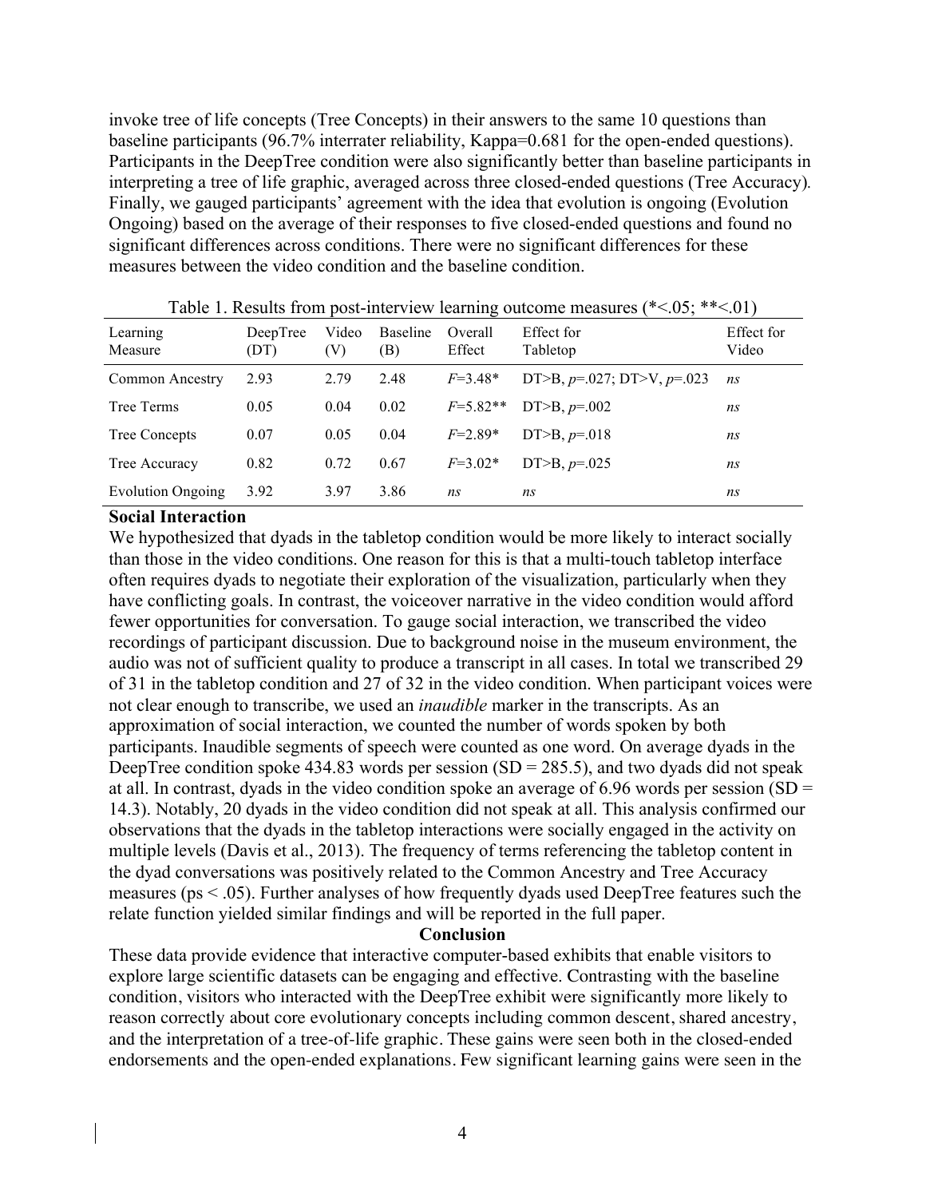invoke tree of life concepts (Tree Concepts) in their answers to the same 10 questions than baseline participants (96.7% interrater reliability, Kappa=0.681 for the open-ended questions). Participants in the DeepTree condition were also significantly better than baseline participants in interpreting a tree of life graphic, averaged across three closed-ended questions (Tree Accuracy). Finally, we gauged participants' agreement with the idea that evolution is ongoing (Evolution Ongoing) based on the average of their responses to five closed-ended questions and found no significant differences across conditions. There were no significant differences for these measures between the video condition and the baseline condition.

Table 1. Results from post-interview learning outcome measures (*<.05; **<.01)

| Learning Measure | DeepTree (DT) | Video (V) | Baseline (B) | Overall Effect | Effect for Tabletop | Effect for Video |
|---|---|---|---|---|---|---|
| Common Ancestry | 2.93 | 2.79 | 2.48 | $F$=3.48* | DT>B, $p$=.027; DT>V, $p$=.023 | *ns* |
| Tree Terms | 0.05 | 0.04 | 0.02 | $F$=5.82** | DT>B, $p$=.002 | *ns* |
| Tree Concepts | 0.07 | 0.05 | 0.04 | $F$=2.89* | DT>B, $p$=.018 | *ns* |
| Tree Accuracy | 0.82 | 0.72 | 0.67 | $F$=3.02* | DT>B, $p$=.025 | *ns* |
| Evolution Ongoing | 3.92 | 3.97 | 3.86 | *ns* | *ns* | *ns* |

**Social Interaction**

We hypothesized that dyads in the tabletop condition would be more likely to interact socially than those in the video conditions. One reason for this is that a multi-touch tabletop interface often requires dyads to negotiate their exploration of the visualization, particularly when they have conflicting goals. In contrast, the voiceover narrative in the video condition would afford fewer opportunities for conversation. To gauge social interaction, we transcribed the video recordings of participant discussion. Due to background noise in the museum environment, the audio was not of sufficient quality to produce a transcript in all cases. In total we transcribed 29 of 31 in the tabletop condition and 27 of 32 in the video condition. When participant voices were not clear enough to transcribe, we used an *inaudible* marker in the transcripts. As an approximation of social interaction, we counted the number of words spoken by both participants. Inaudible segments of speech were counted as one word. On average dyads in the DeepTree condition spoke 434.83 words per session (SD = 285.5), and two dyads did not speak at all. In contrast, dyads in the video condition spoke an average of 6.96 words per session (SD = 14.3). Notably, 20 dyads in the video condition did not speak at all. This analysis confirmed our observations that the dyads in the tabletop interactions were socially engaged in the activity on multiple levels (Davis et al., 2013). The frequency of terms referencing the tabletop content in the dyad conversations was positively related to the Common Ancestry and Tree Accuracy measures (ps < .05). Further analyses of how frequently dyads used DeepTree features such the relate function yielded similar findings and will be reported in the full paper.

**Conclusion**

These data provide evidence that interactive computer-based exhibits that enable visitors to explore large scientific datasets can be engaging and effective. Contrasting with the baseline condition, visitors who interacted with the DeepTree exhibit were significantly more likely to reason correctly about core evolutionary concepts including common descent, shared ancestry, and the interpretation of a tree-of-life graphic. These gains were seen both in the closed-ended endorsements and the open-ended explanations. Few significant learning gains were seen in the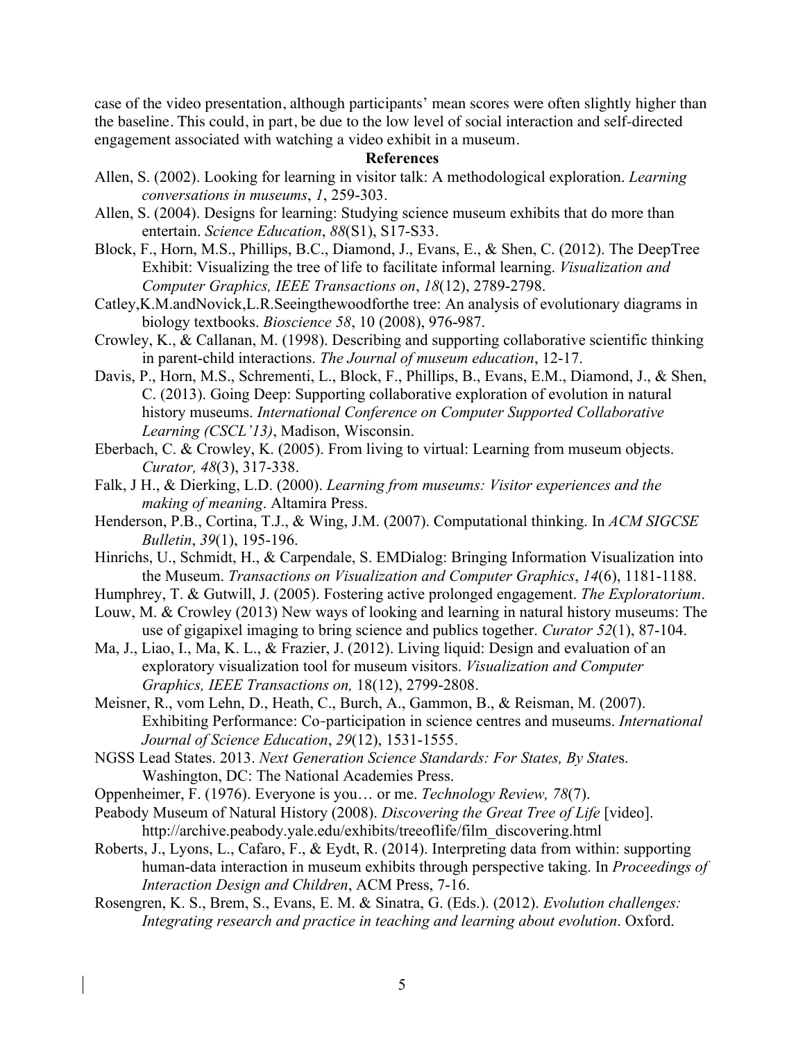case of the video presentation, although participants' mean scores were often slightly higher than the baseline. This could, in part, be due to the low level of social interaction and self-directed engagement associated with watching a video exhibit in a museum.

## References

Allen, S. (2002). Looking for learning in visitor talk: A methodological exploration. *Learning conversations in museums*, *1*, 259-303.

Allen, S. (2004). Designs for learning: Studying science museum exhibits that do more than entertain. *Science Education*, *88*(S1), S17-S33.

Block, F., Horn, M.S., Phillips, B.C., Diamond, J., Evans, E., & Shen, C. (2012). The DeepTree Exhibit: Visualizing the tree of life to facilitate informal learning. *Visualization and Computer Graphics, IEEE Transactions on*, *18*(12), 2789-2798.

Catley,K.M.andNovick,L.R.Seeingthewoodforthe tree: An analysis of evolutionary diagrams in biology textbooks. *Bioscience 58*, 10 (2008), 976-987.

Crowley, K., & Callanan, M. (1998). Describing and supporting collaborative scientific thinking in parent-child interactions. *The Journal of museum education*, 12-17.

Davis, P., Horn, M.S., Schrementi, L., Block, F., Phillips, B., Evans, E.M., Diamond, J., & Shen, C. (2013). Going Deep: Supporting collaborative exploration of evolution in natural history museums. *International Conference on Computer Supported Collaborative Learning (CSCL'13)*, Madison, Wisconsin.

Eberbach, C. & Crowley, K. (2005). From living to virtual: Learning from museum objects. *Curator, 48*(3), 317-338.

Falk, J H., & Dierking, L.D. (2000). *Learning from museums: Visitor experiences and the making of meaning*. Altamira Press.

Henderson, P.B., Cortina, T.J., & Wing, J.M. (2007). Computational thinking. In *ACM SIGCSE Bulletin*, *39*(1), 195-196.

Hinrichs, U., Schmidt, H., & Carpendale, S. EMDialog: Bringing Information Visualization into the Museum. *Transactions on Visualization and Computer Graphics*, *14*(6), 1181-1188.

Humphrey, T. & Gutwill, J. (2005). Fostering active prolonged engagement. *The Exploratorium*.

Louw, M. & Crowley (2013) New ways of looking and learning in natural history museums: The use of gigapixel imaging to bring science and publics together. *Curator 52*(1), 87-104.

Ma, J., Liao, I., Ma, K. L., & Frazier, J. (2012). Living liquid: Design and evaluation of an exploratory visualization tool for museum visitors. *Visualization and Computer Graphics, IEEE Transactions on,* 18(12), 2799-2808.

Meisner, R., vom Lehn, D., Heath, C., Burch, A., Gammon, B., & Reisman, M. (2007). Exhibiting Performance: Co-participation in science centres and museums. *International Journal of Science Education*, *29*(12), 1531-1555.

NGSS Lead States. 2013. *Next Generation Science Standards: For States, By States*. Washington, DC: The National Academies Press.

Oppenheimer, F. (1976). Everyone is you… or me. *Technology Review, 78*(7).

Peabody Museum of Natural History (2008). *Discovering the Great Tree of Life* [video]. http://archive.peabody.yale.edu/exhibits/treeoflife/film_discovering.html

Roberts, J., Lyons, L., Cafaro, F., & Eydt, R. (2014). Interpreting data from within: supporting human-data interaction in museum exhibits through perspective taking. In *Proceedings of Interaction Design and Children*, ACM Press, 7-16.

Rosengren, K. S., Brem, S., Evans, E. M. & Sinatra, G. (Eds.). (2012). *Evolution challenges: Integrating research and practice in teaching and learning about evolution*. Oxford.